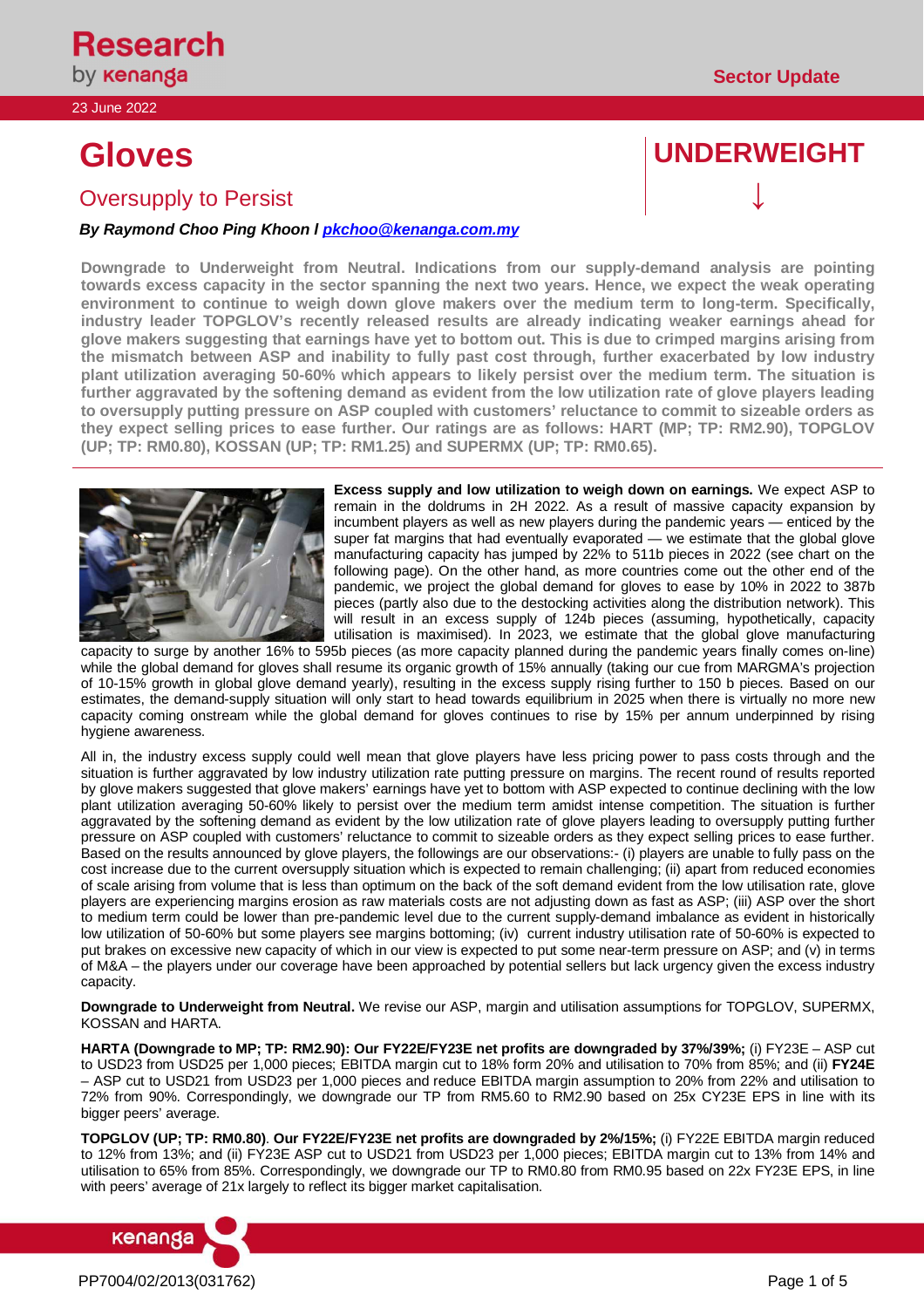23 June 2022

# Gloves

## Oversupply to Persist

**UNDERWEIGHT ↓**

***By Raymond Choo Ping Khoon / pkchoo@kenanga.com.my***

**Downgrade to Underweight from Neutral. Indications from our supply-demand analysis are pointing towards excess capacity in the sector spanning the next two years. Hence, we expect the weak operating environment to continue to weigh down glove makers over the medium term to long-term. Specifically, industry leader TOPGLOV's recently released results are already indicating weaker earnings ahead for glove makers suggesting that earnings have yet to bottom out. This is due to crimped margins arising from the mismatch between ASP and inability to fully past cost through, further exacerbated by low industry plant utilization averaging 50-60% which appears to likely persist over the medium term. The situation is further aggravated by the softening demand as evident from the low utilization rate of glove players leading to oversupply putting pressure on ASP coupled with customers' reluctance to commit to sizeable orders as they expect selling prices to ease further. Our ratings are as follows: HART (MP; TP: RM2.90), TOPGLOV (UP; TP: RM0.80), KOSSAN (UP; TP: RM1.25) and SUPERMX (UP; TP: RM0.65).**

**Excess supply and low utilization to weigh down on earnings.** We expect ASP to remain in the doldrums in 2H 2022. As a result of massive capacity expansion by incumbent players as well as new players during the pandemic years — enticed by the super fat margins that had eventually evaporated — we estimate that the global glove manufacturing capacity has jumped by 22% to 511b pieces in 2022 (see chart on the following page). On the other hand, as more countries come out the other end of the pandemic, we project the global demand for gloves to ease by 10% in 2022 to 387b pieces (partly also due to the destocking activities along the distribution network). This will result in an excess supply of 124b pieces (assuming, hypothetically, capacity utilisation is maximised). In 2023, we estimate that the global glove manufacturing capacity to surge by another 16% to 595b pieces (as more capacity planned during the pandemic years finally comes on-line) while the global demand for gloves shall resume its organic growth of 15% annually (taking our cue from MARGMA's projection of 10-15% growth in global glove demand yearly), resulting in the excess supply rising further to 150 b pieces. Based on our estimates, the demand-supply situation will only start to head towards equilibrium in 2025 when there is virtually no more new capacity coming onstream while the global demand for gloves continues to rise by 15% per annum underpinned by rising hygiene awareness.

All in, the industry excess supply could well mean that glove players have less pricing power to pass costs through and the situation is further aggravated by low industry utilization rate putting pressure on margins. The recent round of results reported by glove makers suggested that glove makers' earnings have yet to bottom with ASP expected to continue declining with the low plant utilization averaging 50-60% likely to persist over the medium term amidst intense competition. The situation is further aggravated by the softening demand as evident by the low utilization rate of glove players leading to oversupply putting further pressure on ASP coupled with customers' reluctance to commit to sizeable orders as they expect selling prices to ease further. Based on the results announced by glove players, the followings are our observations:- (i) players are unable to fully pass on the cost increase due to the current oversupply situation which is expected to remain challenging; (ii) apart from reduced economies of scale arising from volume that is less than optimum on the back of the soft demand evident from the low utilisation rate, glove players are experiencing margins erosion as raw materials costs are not adjusting down as fast as ASP; (iii) ASP over the short to medium term could be lower than pre-pandemic level due to the current supply-demand imbalance as evident in historically low utilization of 50-60% but some players see margins bottoming; (iv) current industry utilisation rate of 50-60% is expected to put brakes on excessive new capacity of which in our view is expected to put some near-term pressure on ASP; and (v) in terms of M&A – the players under our coverage have been approached by potential sellers but lack urgency given the excess industry capacity.

**Downgrade to Underweight from Neutral.** We revise our ASP, margin and utilisation assumptions for TOPGLOV, SUPERMX, KOSSAN and HARTA.

**HARTA (Downgrade to MP; TP: RM2.90): Our FY22E/FY23E net profits are downgraded by 37%/39%;** (i) FY23E – ASP cut to USD23 from USD25 per 1,000 pieces; EBITDA margin cut to 18% form 20% and utilisation to 70% from 85%; and (ii) **FY24E** – ASP cut to USD21 from USD23 per 1,000 pieces and reduce EBITDA margin assumption to 20% from 22% and utilisation to 72% from 90%. Correspondingly, we downgrade our TP from RM5.60 to RM2.90 based on 25x CY23E EPS in line with its bigger peers' average.

**TOPGLOV (UP; TP: RM0.80)**. **Our FY22E/FY23E net profits are downgraded by 2%/15%;** (i) FY22E EBITDA margin reduced to 12% from 13%; and (ii) FY23E ASP cut to USD21 from USD23 per 1,000 pieces; EBITDA margin cut to 13% from 14% and utilisation to 65% from 85%. Correspondingly, we downgrade our TP to RM0.80 from RM0.95 based on 22x FY23E EPS, in line with peers' average of 21x largely to reflect its bigger market capitalisation.

PP7004/02/2013(031762)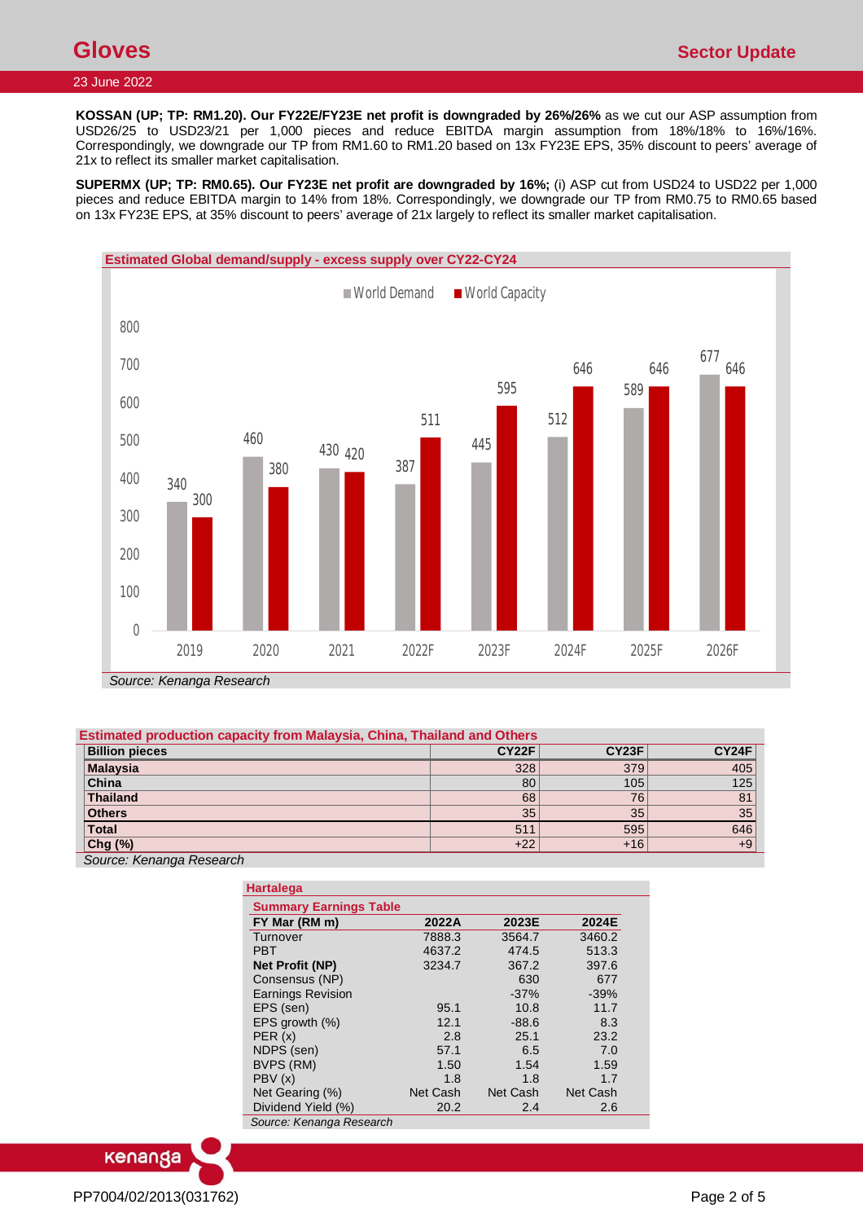**KOSSAN (UP; TP: RM1.20). Our FY22E/FY23E net profit is downgraded by 26%/26%** as we cut our ASP assumption from USD26/25 to USD23/21 per 1,000 pieces and reduce EBITDA margin assumption from 18%/18% to 16%/16%. Correspondingly, we downgrade our TP from RM1.60 to RM1.20 based on 13x FY23E EPS, 35% discount to peers' average of 21x to reflect its smaller market capitalisation.

**SUPERMX (UP; TP: RM0.65). Our FY23E net profit are downgraded by 16%;** (i) ASP cut from USD24 to USD22 per 1,000 pieces and reduce EBITDA margin to 14% from 18%. Correspondingly, we downgrade our TP from RM0.75 to RM0.65 based on 13x FY23E EPS, at 35% discount to peers' average of 21x largely to reflect its smaller market capitalisation.

**Estimated Global demand/supply - excess supply over CY22-CY24**

| | World Demand | World Capacity |
|---|---|---|
| 2019 | 340 | 300 |
| 2020 | 460 | 380 |
| 2021 | 430 | 420 |
| 2022F | 387 | 511 |
| 2023F | 445 | 595 |
| 2024F | 512 | 646 |
| 2025F | 589 | 646 |
| 2026F | 677 | 646 |

*Source: Kenanga Research*

**Estimated production capacity from Malaysia, China, Thailand and Others**

| Billion pieces | CY22F | CY23F | CY24F |
|---|---|---|---|
| **Malaysia** | 328 | 379 | 405 |
| **China** | 80 | 105 | 125 |
| **Thailand** | 68 | 76 | 81 |
| **Others** | 35 | 35 | 35 |
| **Total** | 511 | 595 | 646 |
| **Chg (%)** | +22 | +16 | +9 |

*Source: Kenanga Research*

**Hartalega**

**Summary Earnings Table**

| FY Mar (RM m) | 2022A | 2023E | 2024E |
|---|---|---|---|
| Turnover | 7888.3 | 3564.7 | 3460.2 |
| PBT | 4637.2 | 474.5 | 513.3 |
| **Net Profit (NP)** | 3234.7 | 367.2 | 397.6 |
| Consensus (NP) | | 630 | 677 |
| Earnings Revision | | -37% | -39% |
| EPS (sen) | 95.1 | 10.8 | 11.7 |
| EPS growth (%) | 12.1 | -88.6 | 8.3 |
| PER (x) | 2.8 | 25.1 | 23.2 |
| NDPS (sen) | 57.1 | 6.5 | 7.0 |
| BVPS (RM) | 1.50 | 1.54 | 1.59 |
| PBV (x) | 1.8 | 1.8 | 1.7 |
| Net Gearing (%) | Net Cash | Net Cash | Net Cash |
| Dividend Yield (%) | 20.2 | 2.4 | 2.6 |

*Source: Kenanga Research*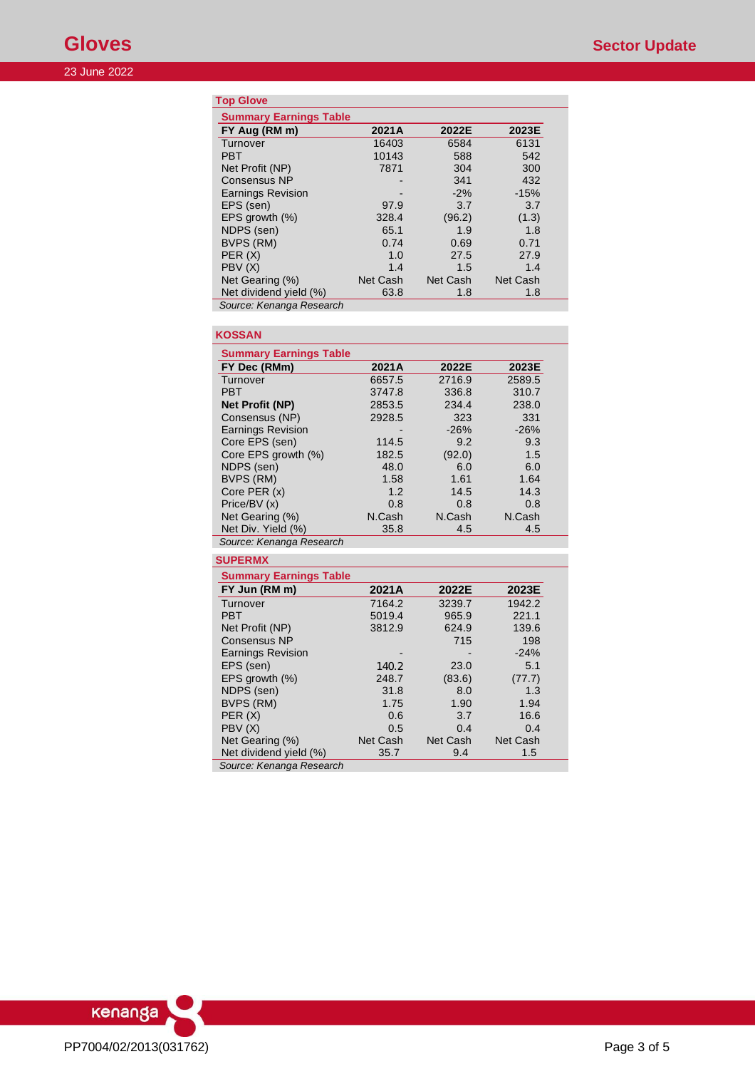## Top Glove

**Summary Earnings Table**

| FY Aug (RM m) | 2021A | 2022E | 2023E |
|---|---|---|---|
| Turnover | 16403 | 6584 | 6131 |
| PBT | 10143 | 588 | 542 |
| Net Profit (NP) | 7871 | 304 | 300 |
| Consensus NP | - | 341 | 432 |
| Earnings Revision | - | -2% | -15% |
| EPS (sen) | 97.9 | 3.7 | 3.7 |
| EPS growth (%) | 328.4 | (96.2) | (1.3) |
| NDPS (sen) | 65.1 | 1.9 | 1.8 |
| BVPS (RM) | 0.74 | 0.69 | 0.71 |
| PER (X) | 1.0 | 27.5 | 27.9 |
| PBV (X) | 1.4 | 1.5 | 1.4 |
| Net Gearing (%) | Net Cash | Net Cash | Net Cash |
| Net dividend yield (%) | 63.8 | 1.8 | 1.8 |

*Source: Kenanga Research*

## KOSSAN

**Summary Earnings Table**

| FY Dec (RMm) | 2021A | 2022E | 2023E |
|---|---|---|---|
| Turnover | 6657.5 | 2716.9 | 2589.5 |
| PBT | 3747.8 | 336.8 | 310.7 |
| **Net Profit (NP)** | 2853.5 | 234.4 | 238.0 |
| Consensus (NP) | 2928.5 | 323 | 331 |
| Earnings Revision | - | -26% | -26% |
| Core EPS (sen) | 114.5 | 9.2 | 9.3 |
| Core EPS growth (%) | 182.5 | (92.0) | 1.5 |
| NDPS (sen) | 48.0 | 6.0 | 6.0 |
| BVPS (RM) | 1.58 | 1.61 | 1.64 |
| Core PER (x) | 1.2 | 14.5 | 14.3 |
| Price/BV (x) | 0.8 | 0.8 | 0.8 |
| Net Gearing (%) | N.Cash | N.Cash | N.Cash |
| Net Div. Yield (%) | 35.8 | 4.5 | 4.5 |

*Source: Kenanga Research*

## SUPERMX

**Summary Earnings Table**

| FY Jun (RM m) | 2021A | 2022E | 2023E |
|---|---|---|---|
| Turnover | 7164.2 | 3239.7 | 1942.2 |
| PBT | 5019.4 | 965.9 | 221.1 |
| Net Profit (NP) | 3812.9 | 624.9 | 139.6 |
| Consensus NP | | 715 | 198 |
| Earnings Revision | - | - | -24% |
| EPS (sen) | 140.2 | 23.0 | 5.1 |
| EPS growth (%) | 248.7 | (83.6) | (77.7) |
| NDPS (sen) | 31.8 | 8.0 | 1.3 |
| BVPS (RM) | 1.75 | 1.90 | 1.94 |
| PER (X) | 0.6 | 3.7 | 16.6 |
| PBV (X) | 0.5 | 0.4 | 0.4 |
| Net Gearing (%) | Net Cash | Net Cash | Net Cash |
| Net dividend yield (%) | 35.7 | 9.4 | 1.5 |

*Source: Kenanga Research*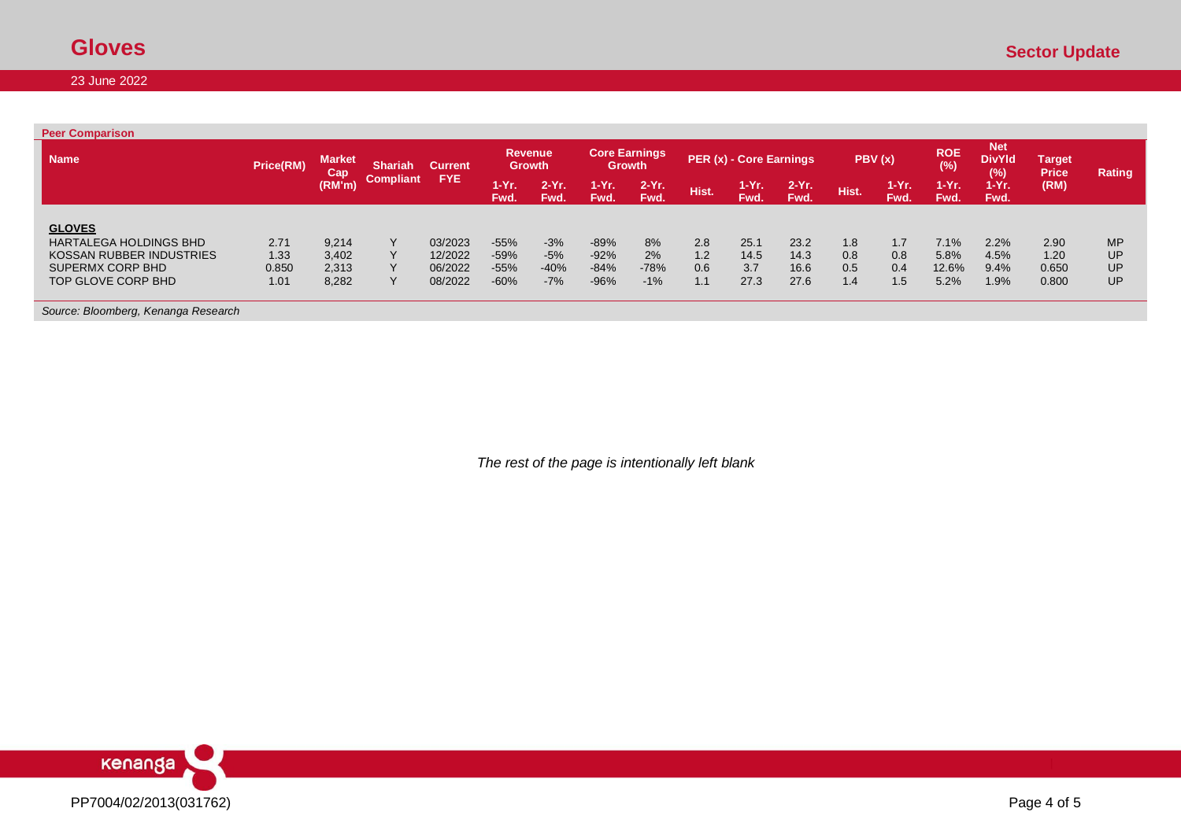**Peer Comparison**

| Name | Price(RM) | Market Cap (RM'm) | Shariah Compliant | Current FYE | Revenue Growth | | Core Earnings Growth | | PER (x) - Core Earnings | | | PBV (x) | | ROE (%) | Net DivYld (%) | Target Price (RM) | Rating |
|---|---|---|---|---|---|---|---|---|---|---|---|---|---|---|---|---|---|
| | | | | | 1-Yr. Fwd. | 2-Yr. Fwd. | 1-Yr. Fwd. | 2-Yr. Fwd. | Hist. | 1-Yr. Fwd. | 2-Yr. Fwd. | Hist. | 1-Yr. Fwd. | 1-Yr. Fwd. | 1-Yr. Fwd. | | |
| **GLOVES** | | | | | | | | | | | | | | | | | |
| HARTALEGA HOLDINGS BHD | 2.71 | 9,214 | Y | 03/2023 | -55% | -3% | -89% | 8% | 2.8 | 25.1 | 23.2 | 1.8 | 1.7 | 7.1% | 2.2% | 2.90 | MP |
| KOSSAN RUBBER INDUSTRIES | 1.33 | 3,402 | Y | 12/2022 | -59% | -5% | -92% | 2% | 1.2 | 14.5 | 14.3 | 0.8 | 0.8 | 5.8% | 4.5% | 1.20 | UP |
| SUPERMX CORP BHD | 0.850 | 2,313 | Y | 06/2022 | -55% | -40% | -84% | -78% | 0.6 | 3.7 | 16.6 | 0.5 | 0.4 | 12.6% | 9.4% | 0.650 | UP |
| TOP GLOVE CORP BHD | 1.01 | 8,282 | Y | 08/2022 | -60% | -7% | -96% | -1% | 1.1 | 27.3 | 27.6 | 1.4 | 1.5 | 5.2% | 1.9% | 0.800 | UP |

*Source: Bloomberg, Kenanga Research*

*The rest of the page is intentionally left blank*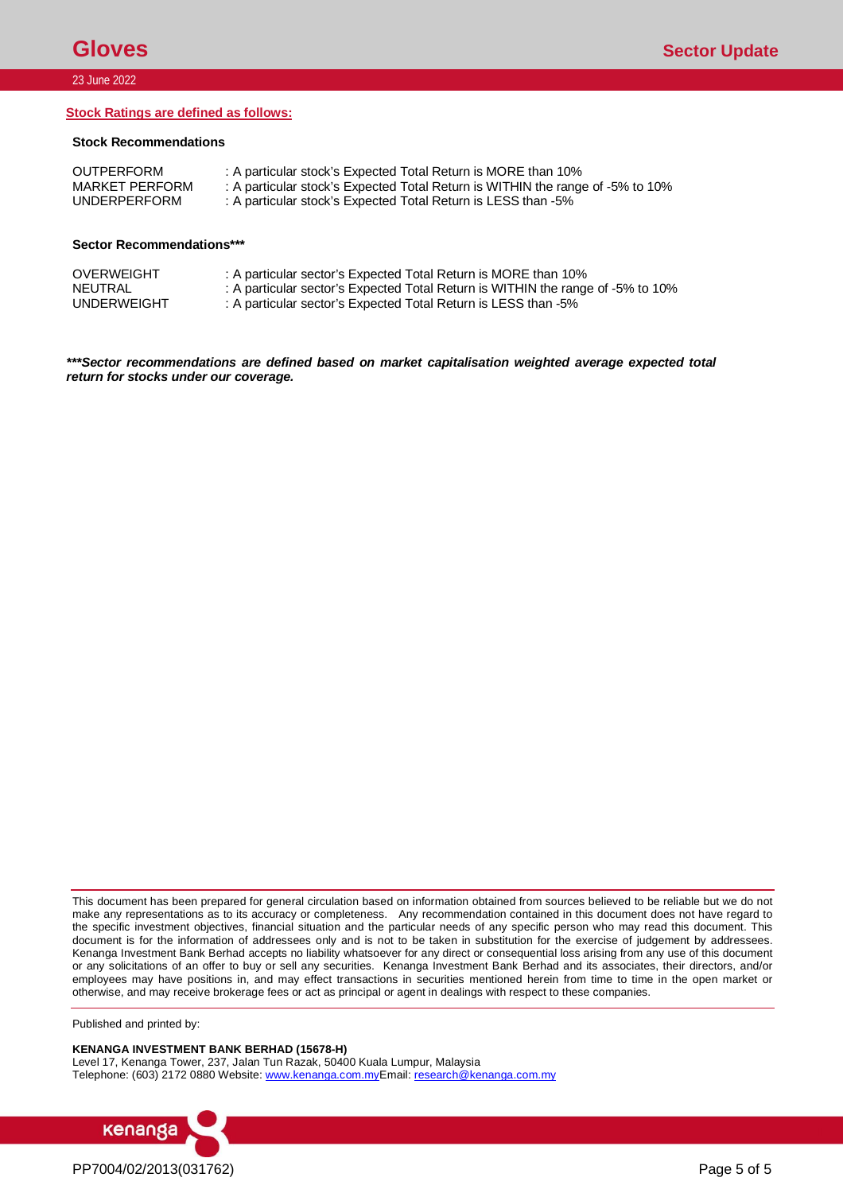**Stock Ratings are defined as follows:**

**Stock Recommendations**

| | |
|---|---|
| OUTPERFORM | : A particular stock's Expected Total Return is MORE than 10% |
| MARKET PERFORM | : A particular stock's Expected Total Return is WITHIN the range of -5% to 10% |
| UNDERPERFORM | : A particular stock's Expected Total Return is LESS than -5% |

**Sector Recommendations*****

| | |
|---|---|
| OVERWEIGHT | : A particular sector's Expected Total Return is MORE than 10% |
| NEUTRAL | : A particular sector's Expected Total Return is WITHIN the range of -5% to 10% |
| UNDERWEIGHT | : A particular sector's Expected Total Return is LESS than -5% |

***\*\*\*Sector recommendations are defined based on market capitalisation weighted average expected total return for stocks under our coverage.***

This document has been prepared for general circulation based on information obtained from sources believed to be reliable but we do not make any representations as to its accuracy or completeness. Any recommendation contained in this document does not have regard to the specific investment objectives, financial situation and the particular needs of any specific person who may read this document. This document is for the information of addressees only and is not to be taken in substitution for the exercise of judgement by addressees. Kenanga Investment Bank Berhad accepts no liability whatsoever for any direct or consequential loss arising from any use of this document or any solicitations of an offer to buy or sell any securities. Kenanga Investment Bank Berhad and its associates, their directors, and/or employees may have positions in, and may effect transactions in securities mentioned herein from time to time in the open market or otherwise, and may receive brokerage fees or act as principal or agent in dealings with respect to these companies.

Published and printed by:

**KENANGA INVESTMENT BANK BERHAD (15678-H)**
Level 17, Kenanga Tower, 237, Jalan Tun Razak, 50400 Kuala Lumpur, Malaysia
Telephone: (603) 2172 0880 Website: www.kenanga.com.myEmail: research@kenanga.com.my

PP7004/02/2013(031762)